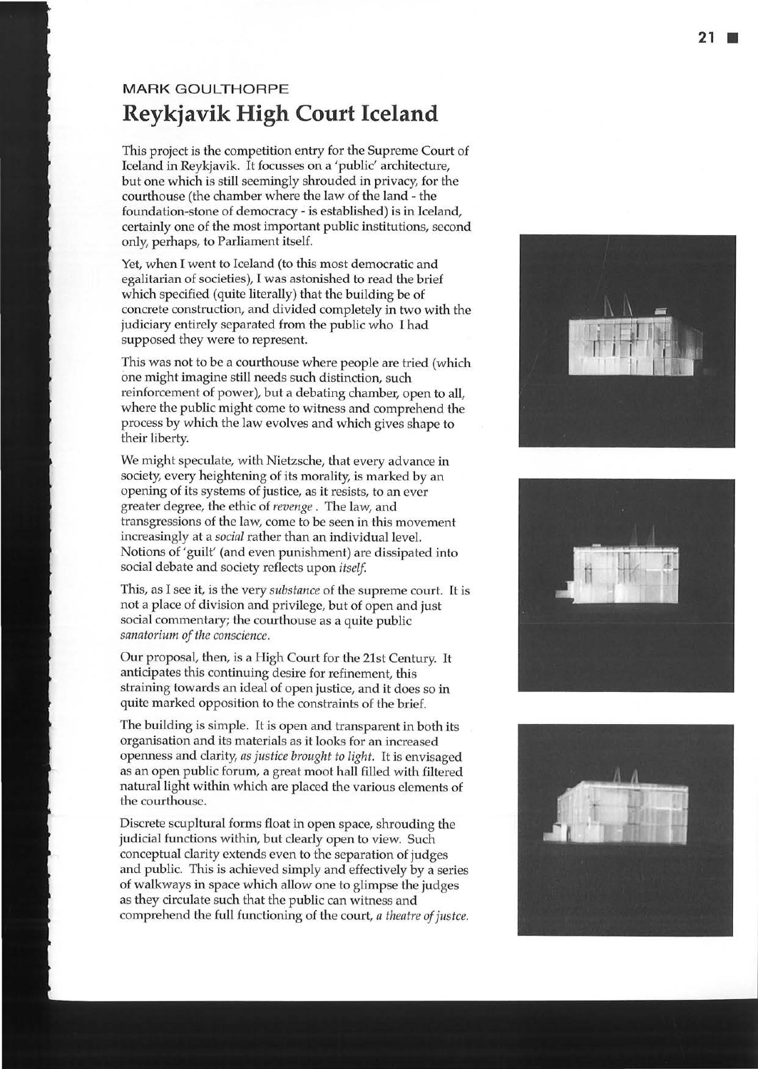MARK GOULTHORPE

# Reykjavik High Court Iceland

This project is the competition entry for the Supreme Court of Iceland in Reykjavik. It focusses on a 'public' architecture, but one which is still seemingly shrouded in privacy, for the courthouse (the chamber where the law of the land - the foundation-stone of democracy - is established) is in Iceland, certainly one of the most important public institutions, second only, perhaps, to Parliament itself.

Yet, when I went to Iceland (to this most democratic and egalitarian of societies), I was astonished to read the brief which specified (quite literally) that the building be of concrete construction, and divided completely in two with the judiciary entirely separated from the public who I had supposed they were to represent.

This was not to be a courthouse where people are tried (which one might imagine still needs such distinction, such reinforcement of power), but a debating chamber, open to all, where the public might come to witness and comprehend the process by which the law evolves and which gives shape to their liberty.

We might speculate, with Nietzsche, that every advance in society, every heightening of its morality, is marked by an opening of its systems of justice, as it resists, to an ever greater degree, the ethic of *revenge*. The law, and transgressions of the law, come to be seen in this movement increasingly at a *social* rather than an individual level. Notions of 'guilt' (and even punishment) are dissipated into social debate and society reflects upon *itself*.

This, as I see it, is the very *substance* of the supreme court. It is not a place of division and privilege, but of open and just social commentary; the courthouse as a quite public *sanatorium of the conscience*.

Our proposal, then, is a High Court for the 21st Century. It anticipates this continuing desire for refinement, this straining towards an ideal of open justice, and it does so in quite marked opposition to the constraints of the brief.

The building is simple. It is open and transparent in both its organisation and its materials as it looks for an increased openness and clarity, *as justice brought to light*. It is envisaged as an open public forum, a great moot hall filled with filtered natural light within which are placed the various elements of the courthouse.

Discrete scupltural forms float in open space, shrouding the judicial functions within, but clearly open to view. Such conceptual clarity extends even to the separation of judges and public. This is achieved simply and effectively by a series of walkways in space which allow one to glimpse the judges as they circulate such that the public can witness and comprehend the full functioning of the court, *a theatre of justce*.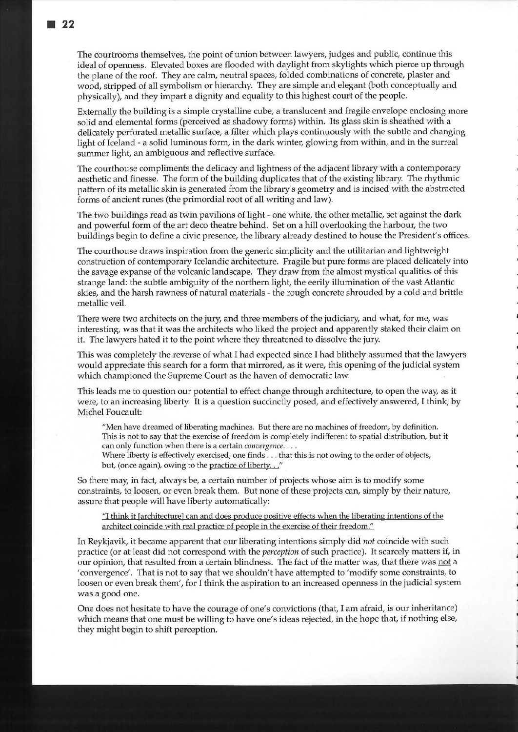The courtrooms themselves, the point of union between lawyers, judges and public, continue this ideal of openness. Elevated boxes are flooded with daylight from skylights which pierce up through the plane of the roof. They are calm, neutral spaces, folded combinations of concrete, plaster and wood, stripped of all symbolism or hierarchy. They are simple and elegant (both conceptually and physically), and they impart a dignity and equality to this highest court of the people.

Externally the building is a simple crystalline cube, a translucent and fragile envelope enclosing more solid and elemental forms (perceived as shadowy forms) within. Its glass skin is sheathed with a delicately perforated metallic surface, a filter which plays continuously with the subtle and changing light of Iceland - a solid luminous form, in the dark winter, glowing from within, and in the surreal summer light, an ambiguous and reflective surface.

The courthouse compliments the delicacy and lightness of the adjacent library with a contemporary aesthetic and finesse. The form of the building duplicates that of the existing library. The rhythmic pattern of its metallic skin is generated from the library's geometry and is incised with the abstracted forms of ancient runes (the primordial root of all writing and law).

The two buildings read as twin pavilions of light - one white, the other metallic, set against the dark and powerful form of the art deco theatre behind. Set on a hill overlooking the harbour, the two buildings begin to define a civic presence, the library already destined to house the President's offices.

The courthouse draws inspiration from the generic simplicity and the utilitarian and lightweight construction of contemporary Icelandic architecture. Fragile but pure forms are placed delicately into the savage expanse of the volcanic landscape. They draw from the almost mystical qualities of this strange land: the subtle ambiguity of the northern light, the eerily illumination of the vast Atlantic skies, and the harsh rawness of natural materials - the rough concrete shrouded by a cold and brittle metallic veil.

There were two architects on the jury, and three members of the judiciary, and what, for me, was interesting, was that it was the architects who liked the project and apparently staked their claim on it. The lawyers hated it to the point where they threatened to dissolve the jury.

This was completely the reverse of what I had expected since I had blithely assumed that the lawyers would appreciate this search for a form that mirrored, as it were, this opening of the judicial system which championed the Supreme Court as the haven of democratic law.

This leads me to question our potential to effect change through architecture, to open the way, as it were, to an increasing liberty. It is a question succinctly posed, and effectively answered, I think, by Michel Foucault:

> "Men have dreamed of liberating machines. But there are no machines of freedom, by definition. This is not to say that the exercise of freedom is completely indifferent to spatial distribution, but it can only function when there is a certain *convergence*. . . .
> Where liberty is effectively exercised, one finds . . . that this is not owing to the order of objects, but, (once again), owing to the <u>practice of liberty. . .</u>"

So there may, in fact, always be, a certain number of projects whose aim is to modify some constraints, to loosen, or even break them. But none of these projects can, simply by their nature, assure that people will have liberty automatically:

> <u>"I think it [architecture] can and does produce positive effects when the liberating intentions of the architect coincide with real practice of people in the exercise of their freedom."</u>

In Reykjavik, it became apparent that our liberating intentions simply did *not* coincide with such practice (or at least did not correspond with the *perception* of such practice). It scarcely matters if, in our opinion, that resulted from a certain blindness. The fact of the matter was, that there was <u>not</u> a 'convergence'. That is not to say that we shouldn't have attempted to 'modify some constraints, to loosen or even break them', for I think the aspiration to an increased openness in the judicial system was a good one.

One does not hesitate to have the courage of one's convictions (that, I am afraid, is our inheritance) which means that one must be willing to have one's ideas rejected, in the hope that, if nothing else, they might begin to shift perception.